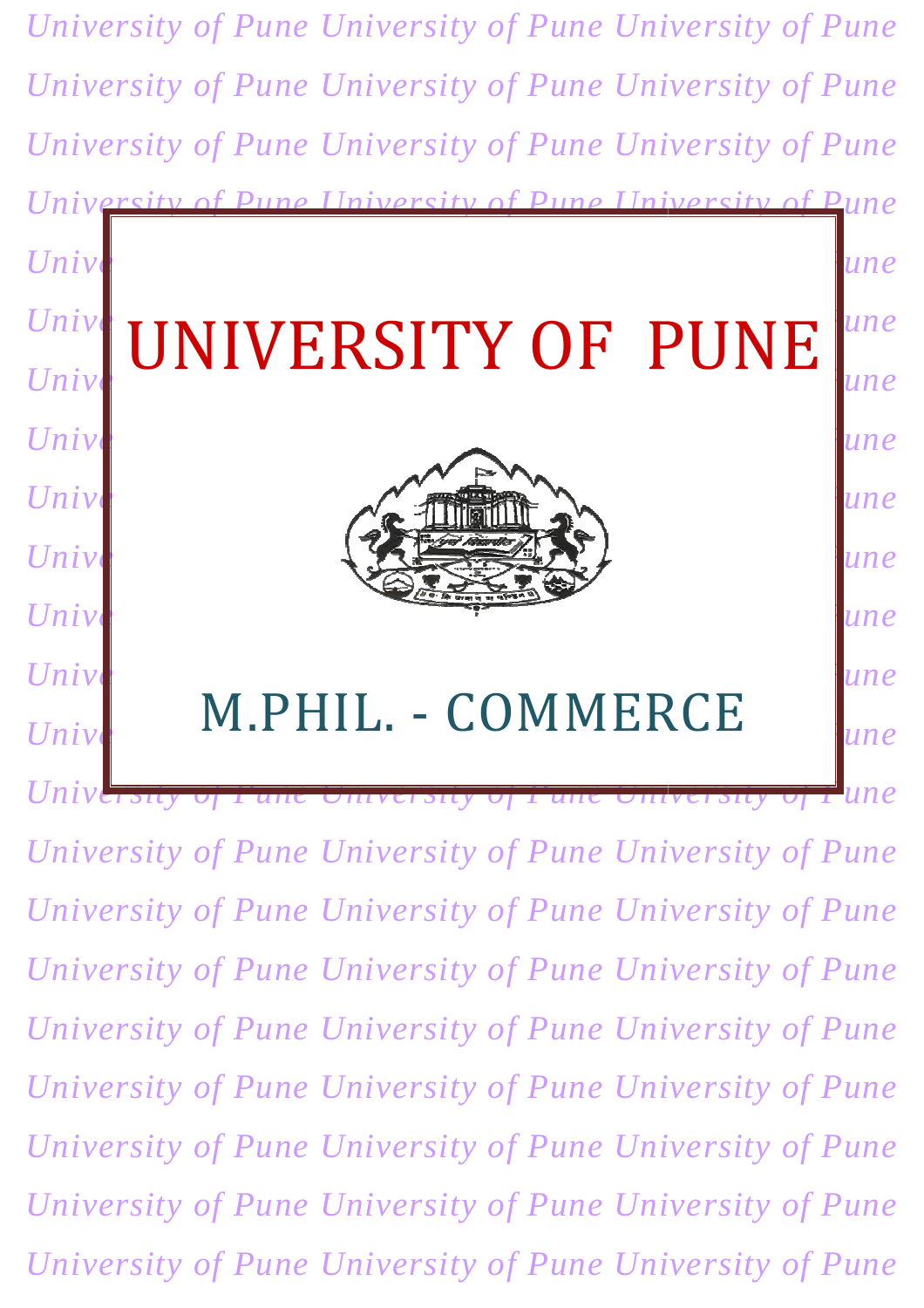# UNIVERSITY OF PUNE

## M.PHIL. - COMMERCE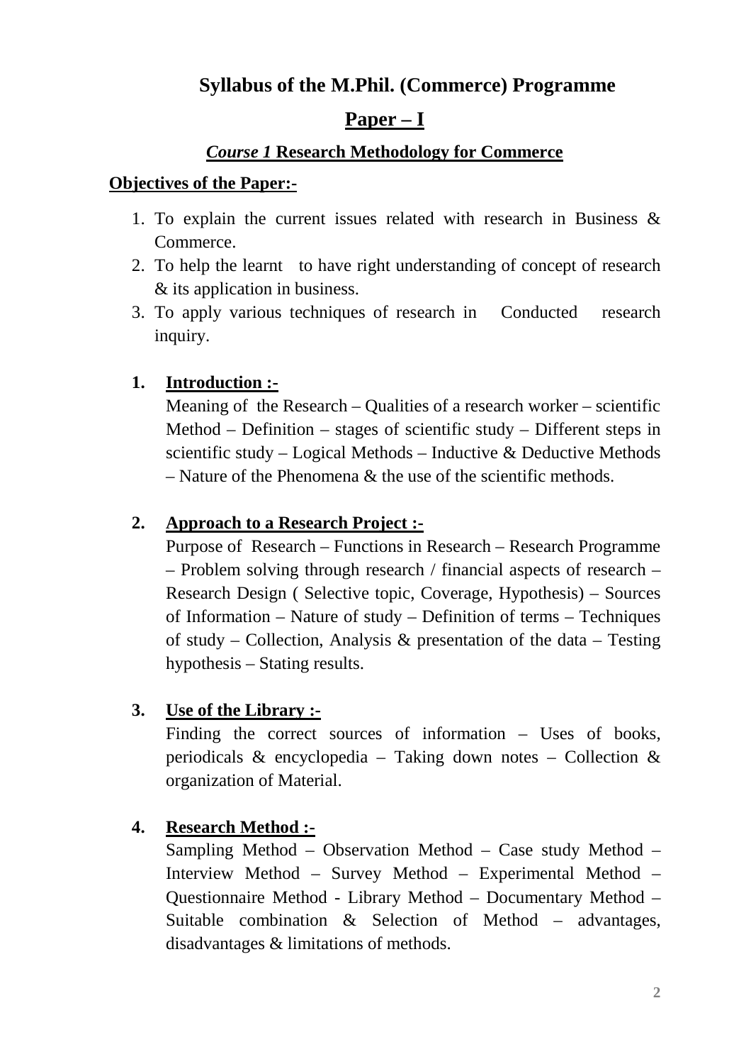# Syllabus of the M.Phil. (Commerce) Programme

## Paper – I

### *Course 1* Research Methodology for Commerce

**Objectives of the Paper:-**

1. To explain the current issues related with research in Business & Commerce.
2. To help the learnt to have right understanding of concept of research & its application in business.
3. To apply various techniques of research in Conducted research inquiry.

**1. Introduction :-**

Meaning of the Research – Qualities of a research worker – scientific Method – Definition – stages of scientific study – Different steps in scientific study – Logical Methods – Inductive & Deductive Methods – Nature of the Phenomena & the use of the scientific methods.

**2. Approach to a Research Project :-**

Purpose of Research – Functions in Research – Research Programme – Problem solving through research / financial aspects of research – Research Design ( Selective topic, Coverage, Hypothesis) – Sources of Information – Nature of study – Definition of terms – Techniques of study – Collection, Analysis & presentation of the data – Testing hypothesis – Stating results.

**3. Use of the Library :-**

Finding the correct sources of information – Uses of books, periodicals & encyclopedia – Taking down notes – Collection & organization of Material.

**4. Research Method :-**

Sampling Method – Observation Method – Case study Method – Interview Method – Survey Method – Experimental Method – Questionnaire Method - Library Method – Documentary Method – Suitable combination & Selection of Method – advantages, disadvantages & limitations of methods.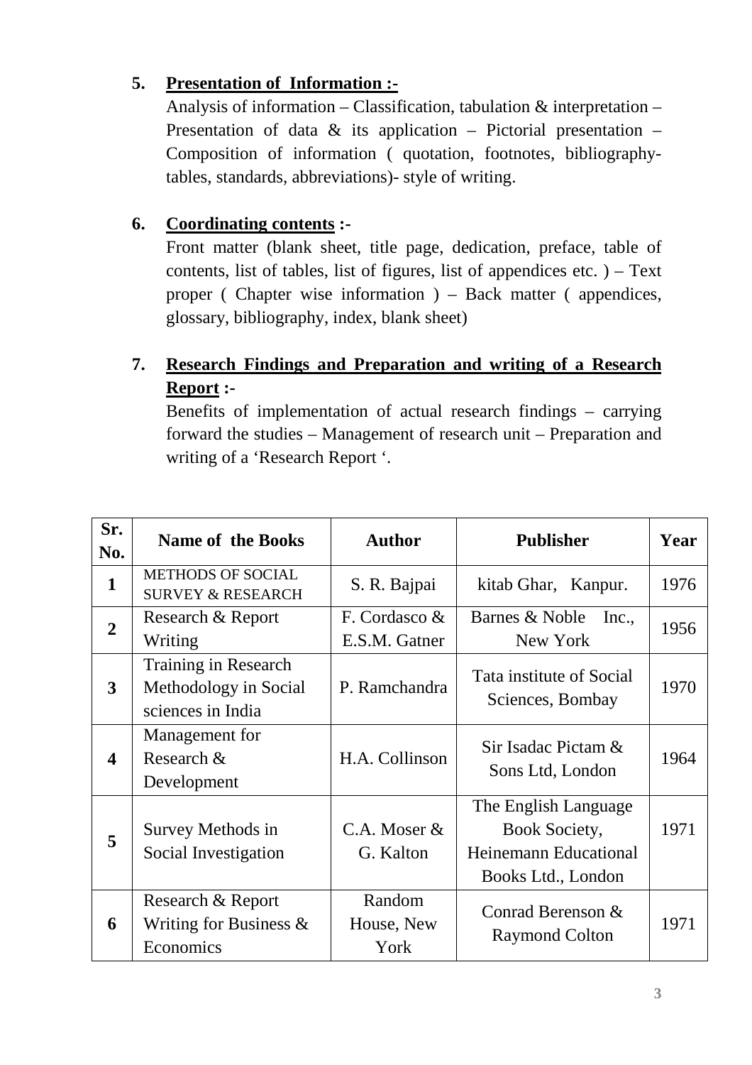5. **<u>Presentation of Information :-</u>**

   Analysis of information – Classification, tabulation & interpretation – Presentation of data & its application – Pictorial presentation – Composition of information ( quotation, footnotes, bibliography- tables, standards, abbreviations)- style of writing.

6. **<u>Coordinating contents</u> :-**

   Front matter (blank sheet, title page, dedication, preface, table of contents, list of tables, list of figures, list of appendices etc. ) – Text proper ( Chapter wise information ) – Back matter ( appendices, glossary, bibliography, index, blank sheet)

7. **<u>Research Findings and Preparation and writing of a Research Report</u> :-**

   Benefits of implementation of actual research findings – carrying forward the studies – Management of research unit – Preparation and writing of a 'Research Report '.

| Sr. No. | Name of the Books | Author | Publisher | Year |
|---|---|---|---|---|
| **1** | METHODS OF SOCIAL SURVEY & RESEARCH | S. R. Bajpai | kitab Ghar, Kanpur. | 1976 |
| **2** | Research & Report Writing | F. Cordasco & E.S.M. Gatner | Barnes & Noble Inc., New York | 1956 |
| **3** | Training in Research Methodology in Social sciences in India | P. Ramchandra | Tata institute of Social Sciences, Bombay | 1970 |
| **4** | Management for Research & Development | H.A. Collinson | Sir Isadac Pictam & Sons Ltd, London | 1964 |
| **5** | Survey Methods in Social Investigation | C.A. Moser & G. Kalton | The English Language Book Society, Heinemann Educational Books Ltd., London | 1971 |
| **6** | Research & Report Writing for Business & Economics | Random House, New York | Conrad Berenson & Raymond Colton | 1971 |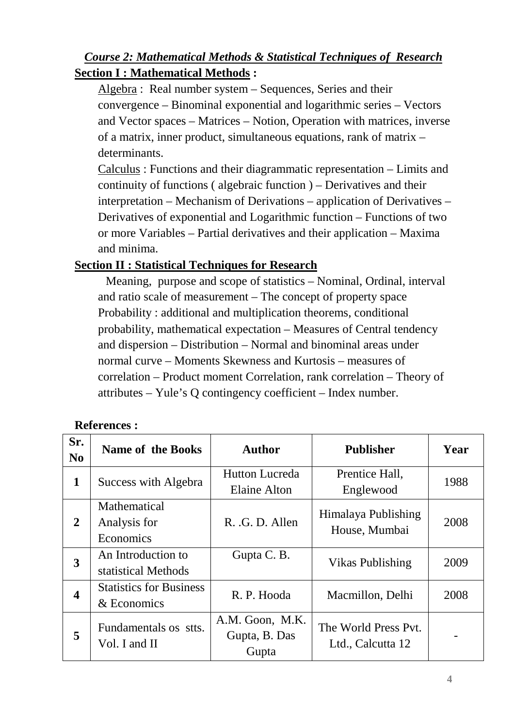### ***Course 2: Mathematical Methods & Statistical Techniques of Research***

**Section I : Mathematical Methods :**

Algebra : Real number system – Sequences, Series and their convergence – Binominal exponential and logarithmic series – Vectors and Vector spaces – Matrices – Notion, Operation with matrices, inverse of a matrix, inner product, simultaneous equations, rank of matrix – determinants.

Calculus : Functions and their diagrammatic representation – Limits and continuity of functions ( algebraic function ) – Derivatives and their interpretation – Mechanism of Derivations – application of Derivatives – Derivatives of exponential and Logarithmic function – Functions of two or more Variables – Partial derivatives and their application – Maxima and minima.

**Section II : Statistical Techniques for Research**

Meaning, purpose and scope of statistics – Nominal, Ordinal, interval and ratio scale of measurement – The concept of property space Probability : additional and multiplication theorems, conditional probability, mathematical expectation – Measures of Central tendency and dispersion – Distribution – Normal and binominal areas under normal curve – Moments Skewness and Kurtosis – measures of correlation – Product moment Correlation, rank correlation – Theory of attributes – Yule's Q contingency coefficient – Index number.

**References :**

| Sr. No | Name of the Books | Author | Publisher | Year |
|---|---|---|---|---|
| 1 | Success with Algebra | Hutton Lucreda Elaine Alton | Prentice Hall, Englewood | 1988 |
| 2 | Mathematical Analysis for Economics | R. .G. D. Allen | Himalaya Publishing House, Mumbai | 2008 |
| 3 | An Introduction to statistical Methods | Gupta C. B. | Vikas Publishing | 2009 |
| 4 | Statistics for Business & Economics | R. P. Hooda | Macmillon, Delhi | 2008 |
| 5 | Fundamentals os stts. Vol. I and II | A.M. Goon, M.K. Gupta, B. Das Gupta | The World Press Pvt. Ltd., Calcutta 12 | - |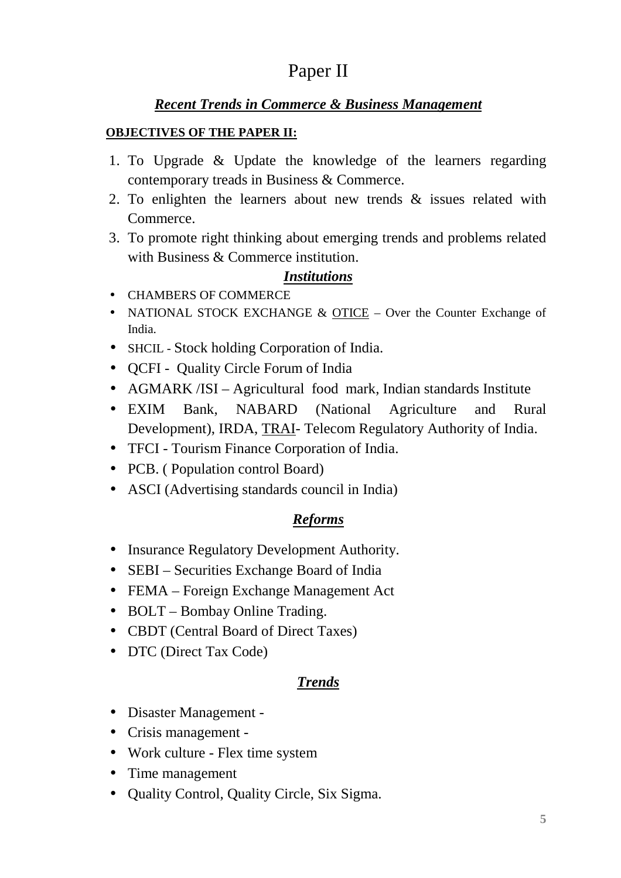# Paper II

## ***Recent Trends in Commerce & Business Management***

**OBJECTIVES OF THE PAPER II:**

1. To Upgrade & Update the knowledge of the learners regarding contemporary treads in Business & Commerce.
2. To enlighten the learners about new trends & issues related with Commerce.
3. To promote right thinking about emerging trends and problems related with Business & Commerce institution.

### ***Institutions***

- CHAMBERS OF COMMERCE
- NATIONAL STOCK EXCHANGE & OTICE – Over the Counter Exchange of India.
- SHCIL - Stock holding Corporation of India.
- QCFI - Quality Circle Forum of India
- AGMARK /ISI – Agricultural food mark, Indian standards Institute
- EXIM Bank, NABARD (National Agriculture and Rural Development), IRDA, TRAI- Telecom Regulatory Authority of India.
- TFCI - Tourism Finance Corporation of India.
- PCB. ( Population control Board)
- ASCI (Advertising standards council in India)

### ***Reforms***

- Insurance Regulatory Development Authority.
- SEBI – Securities Exchange Board of India
- FEMA – Foreign Exchange Management Act
- BOLT – Bombay Online Trading.
- CBDT (Central Board of Direct Taxes)
- DTC (Direct Tax Code)

### ***Trends***

- Disaster Management -
- Crisis management -
- Work culture - Flex time system
- Time management
- Quality Control, Quality Circle, Six Sigma.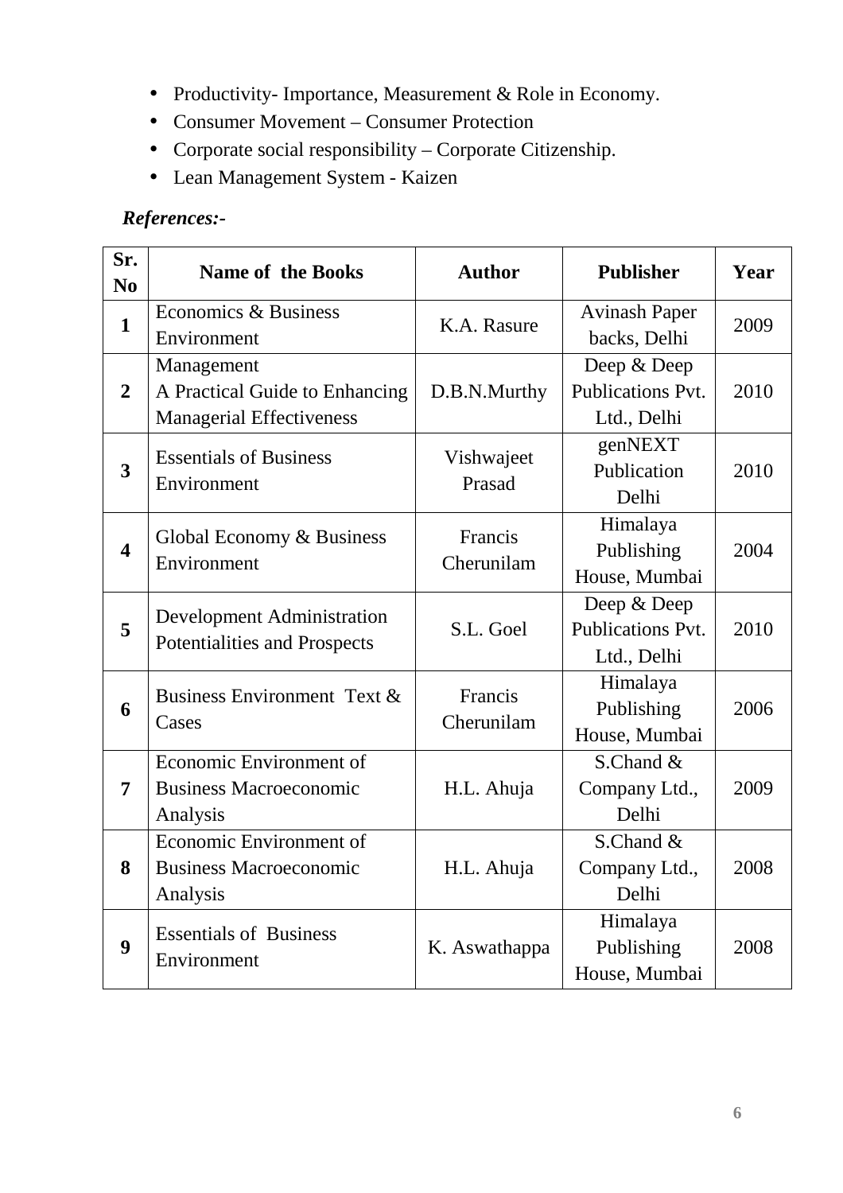- Productivity- Importance, Measurement & Role in Economy.
- Consumer Movement – Consumer Protection
- Corporate social responsibility – Corporate Citizenship.
- Lean Management System - Kaizen

***References:-***

| Sr. No | Name of the Books | Author | Publisher | Year |
|---|---|---|---|---|
| 1 | Economics & Business Environment | K.A. Rasure | Avinash Paper backs, Delhi | 2009 |
| 2 | Management A Practical Guide to Enhancing Managerial Effectiveness | D.B.N.Murthy | Deep & Deep Publications Pvt. Ltd., Delhi | 2010 |
| 3 | Essentials of Business Environment | Vishwajeet Prasad | genNEXT Publication Delhi | 2010 |
| 4 | Global Economy & Business Environment | Francis Cherunilam | Himalaya Publishing House, Mumbai | 2004 |
| 5 | Development Administration Potentialities and Prospects | S.L. Goel | Deep & Deep Publications Pvt. Ltd., Delhi | 2010 |
| 6 | Business Environment Text & Cases | Francis Cherunilam | Himalaya Publishing House, Mumbai | 2006 |
| 7 | Economic Environment of Business Macroeconomic Analysis | H.L. Ahuja | S.Chand & Company Ltd., Delhi | 2009 |
| 8 | Economic Environment of Business Macroeconomic Analysis | H.L. Ahuja | S.Chand & Company Ltd., Delhi | 2008 |
| 9 | Essentials of Business Environment | K. Aswathappa | Himalaya Publishing House, Mumbai | 2008 |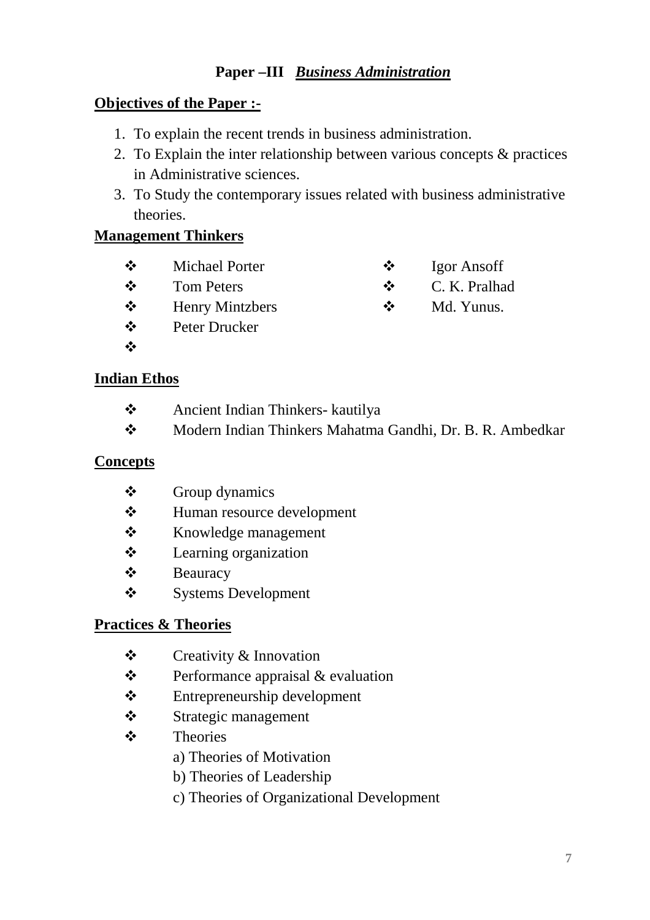## Paper –III *Business Administration*

**Objectives of the Paper :-**

1. To explain the recent trends in business administration.
2. To Explain the inter relationship between various concepts & practices in Administrative sciences.
3. To Study the contemporary issues related with business administrative theories.

**Management Thinkers**

- Michael Porter
- Tom Peters
- Henry Mintzbers
- Peter Drucker
- 
- Igor Ansoff
- C. K. Pralhad
- Md. Yunus.

**Indian Ethos**

- Ancient Indian Thinkers- kautilya
- Modern Indian Thinkers Mahatma Gandhi, Dr. B. R. Ambedkar

**Concepts**

- Group dynamics
- Human resource development
- Knowledge management
- Learning organization
- Beauracy
- Systems Development

**Practices & Theories**

- Creativity & Innovation
- Performance appraisal & evaluation
- Entrepreneurship development
- Strategic management
- Theories
  - a) Theories of Motivation
  - b) Theories of Leadership
  - c) Theories of Organizational Development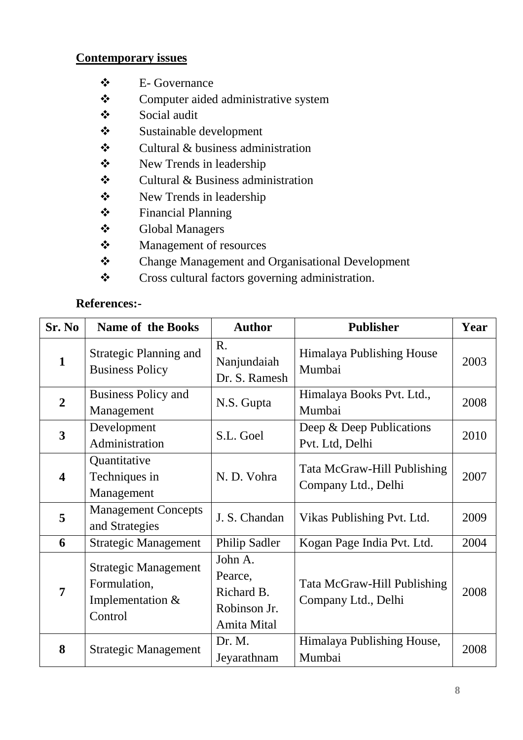**Contemporary issues**

- E- Governance
- Computer aided administrative system
- Social audit
- Sustainable development
- Cultural & business administration
- New Trends in leadership
- Cultural & Business administration
- New Trends in leadership
- Financial Planning
- Global Managers
- Management of resources
- Change Management and Organisational Development
- Cross cultural factors governing administration.

**References:-**

| Sr. No | Name of the Books | Author | Publisher | Year |
| --- | --- | --- | --- | --- |
| 1 | Strategic Planning and Business Policy | R. Nanjundaiah Dr. S. Ramesh | Himalaya Publishing House Mumbai | 2003 |
| 2 | Business Policy and Management | N.S. Gupta | Himalaya Books Pvt. Ltd., Mumbai | 2008 |
| 3 | Development Administration | S.L. Goel | Deep & Deep Publications Pvt. Ltd, Delhi | 2010 |
| 4 | Quantitative Techniques in Management | N. D. Vohra | Tata McGraw-Hill Publishing Company Ltd., Delhi | 2007 |
| 5 | Management Concepts and Strategies | J. S. Chandan | Vikas Publishing Pvt. Ltd. | 2009 |
| 6 | Strategic Management | Philip Sadler | Kogan Page India Pvt. Ltd. | 2004 |
| 7 | Strategic Management Formulation, Implementation & Control | John A. Pearce, Richard B. Robinson Jr. Amita Mital | Tata McGraw-Hill Publishing Company Ltd., Delhi | 2008 |
| 8 | Strategic Management | Dr. M. Jeyarathnam | Himalaya Publishing House, Mumbai | 2008 |